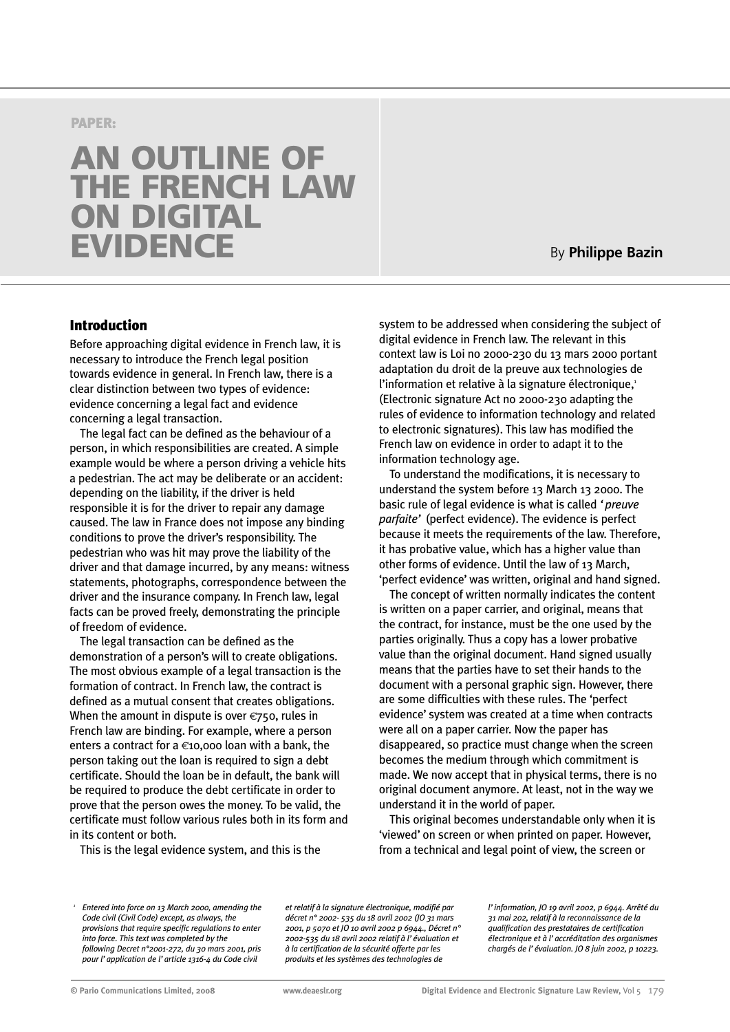PAPER:

# AN OUTLINE OF THE FRENCH LAW ON DIGITAL EVIDENCE

By **Philippe Bazin**

## Introduction

Before approaching digital evidence in French law, it is necessary to introduce the French legal position towards evidence in general. In French law, there is a clear distinction between two types of evidence: evidence concerning a legal fact and evidence concerning a legal transaction.

The legal fact can be defined as the behaviour of a person, in which responsibilities are created. A simple example would be where a person driving a vehicle hits a pedestrian. The act may be deliberate or an accident: depending on the liability, if the driver is held responsible it is for the driver to repair any damage caused. The law in France does not impose any binding conditions to prove the driver's responsibility. The pedestrian who was hit may prove the liability of the driver and that damage incurred, by any means: witness statements, photographs, correspondence between the driver and the insurance company. In French law, legal facts can be proved freely, demonstrating the principle of freedom of evidence.

The legal transaction can be defined as the demonstration of a person's will to create obligations. The most obvious example of a legal transaction is the formation of contract. In French law, the contract is defined as a mutual consent that creates obligations. When the amount in dispute is over €750, rules in French law are binding. For example, where a person enters a contract for a €10,000 loan with a bank, the person taking out the loan is required to sign a debt certificate. Should the loan be in default, the bank will be required to produce the debt certificate in order to prove that the person owes the money. To be valid, the certificate must follow various rules both in its form and in its content or both.

This is the legal evidence system, and this is the system to be addressed when considering the subject of digital evidence in French law. The relevant in this context law is Loi no 2000-230 du 13 mars 2000 portant adaptation du droit de la preuve aux technologies de l'information et relative à la signature électronique,[1] (Electronic signature Act no 2000-230 adapting the rules of evidence to information technology and related to electronic signatures). This law has modified the French law on evidence in order to adapt it to the information technology age.

To understand the modifications, it is necessary to understand the system before 13 March 13 2000. The basic rule of legal evidence is what is called *'preuve parfaite'* (perfect evidence). The evidence is perfect because it meets the requirements of the law. Therefore, it has probative value, which has a higher value than other forms of evidence. Until the law of 13 March, 'perfect evidence' was written, original and hand signed.

The concept of written normally indicates the content is written on a paper carrier, and original, means that the contract, for instance, must be the one used by the parties originally. Thus a copy has a lower probative value than the original document. Hand signed usually means that the parties have to set their hands to the document with a personal graphic sign. However, there are some difficulties with these rules. The 'perfect evidence' system was created at a time when contracts were all on a paper carrier. Now the paper has disappeared, so practice must change when the screen becomes the medium through which commitment is made. We now accept that in physical terms, there is no original document anymore. At least, not in the way we understand it in the world of paper.

This original becomes understandable only when it is 'viewed' on screen or when printed on paper. However, from a technical and legal point of view, the screen or

---

[1] *Entered into force on 13 March 2000, amending the Code civil (Civil Code) except, as always, the provisions that require specific regulations to enter into force. This text was completed by the following Decret n°2001-272, du 30 mars 2001, pris pour l'application de l'article 1316-4 du Code civil et relatif à la signature électronique, modifié par décret n° 2002- 535 du 18 avril 2002 (JO 31 mars 2001, p 5070 et JO 10 avril 2002 p 6944., Décret n° 2002-535 du 18 avril 2002 relatif à l'évaluation et à la certification de la sécurité offerte par les produits et les systèmes des technologies de l'information, JO 19 avril 2002, p 6944. Arrêté du 31 mai 202, relatif à la reconnaissance de la qualification des prestataires de certification électronique et à l'accréditation des organismes chargés de l'évaluation. JO 8 juin 2002, p 10223.*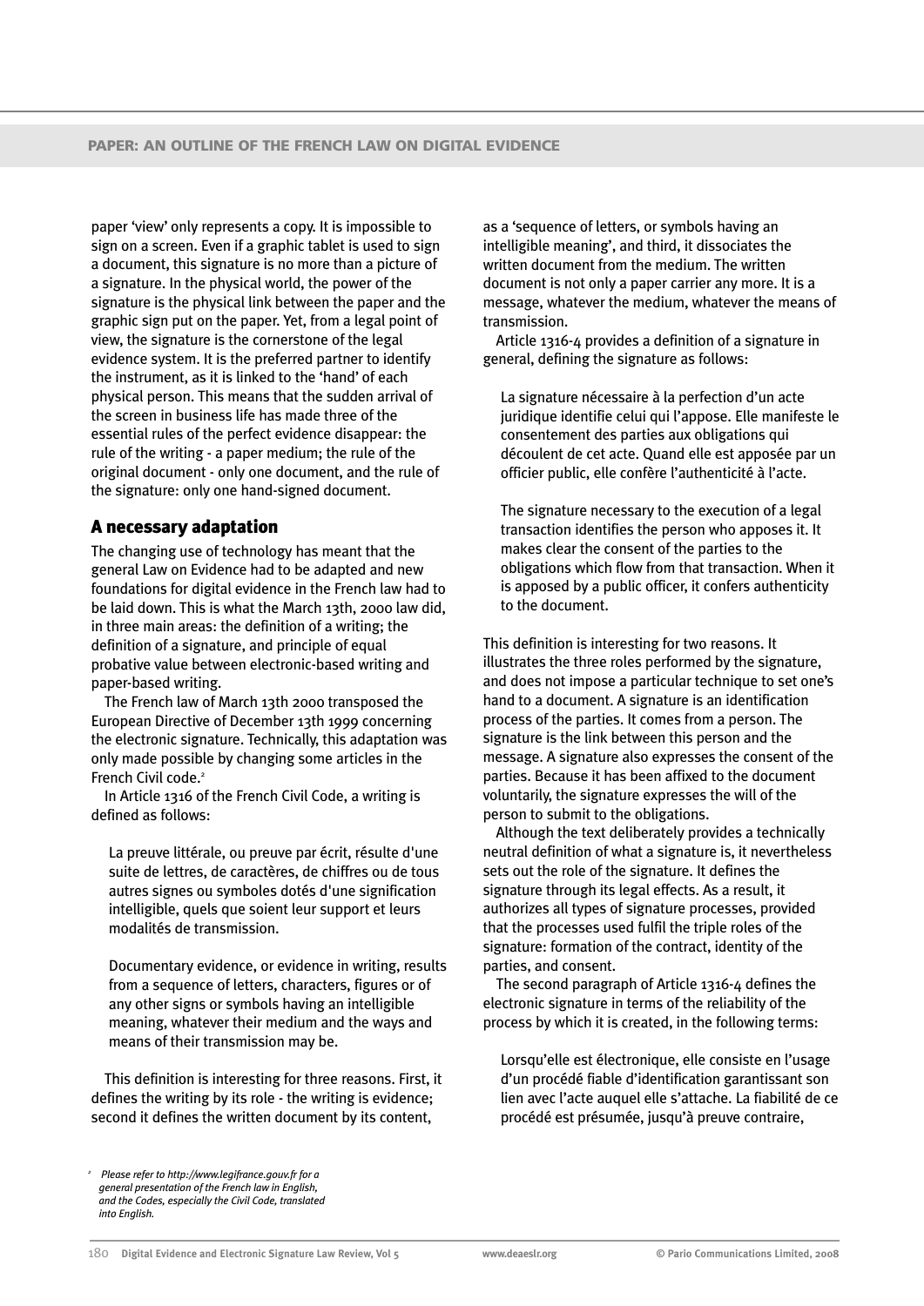paper 'view' only represents a copy. It is impossible to sign on a screen. Even if a graphic tablet is used to sign a document, this signature is no more than a picture of a signature. In the physical world, the power of the signature is the physical link between the paper and the graphic sign put on the paper. Yet, from a legal point of view, the signature is the cornerstone of the legal evidence system. It is the preferred partner to identify the instrument, as it is linked to the 'hand' of each physical person. This means that the sudden arrival of the screen in business life has made three of the essential rules of the perfect evidence disappear: the rule of the writing - a paper medium; the rule of the original document - only one document, and the rule of the signature: only one hand-signed document.

## A necessary adaptation

The changing use of technology has meant that the general Law on Evidence had to be adapted and new foundations for digital evidence in the French law had to be laid down. This is what the March 13th, 2000 law did, in three main areas: the definition of a writing; the definition of a signature, and principle of equal probative value between electronic-based writing and paper-based writing.

The French law of March 13th 2000 transposed the European Directive of December 13th 1999 concerning the electronic signature. Technically, this adaptation was only made possible by changing some articles in the French Civil code.[2]

In Article 1316 of the French Civil Code, a writing is defined as follows:

> La preuve littérale, ou preuve par écrit, résulte d'une suite de lettres, de caractères, de chiffres ou de tous autres signes ou symboles dotés d'une signification intelligible, quels que soient leur support et leurs modalités de transmission.
>
> Documentary evidence, or evidence in writing, results from a sequence of letters, characters, figures or of any other signs or symbols having an intelligible meaning, whatever their medium and the ways and means of their transmission may be.

This definition is interesting for three reasons. First, it defines the writing by its role - the writing is evidence; second it defines the written document by its content, as a 'sequence of letters, or symbols having an intelligible meaning', and third, it dissociates the written document from the medium. The written document is not only a paper carrier any more. It is a message, whatever the medium, whatever the means of transmission.

Article 1316-4 provides a definition of a signature in general, defining the signature as follows:

> La signature nécessaire à la perfection d'un acte juridique identifie celui qui l'appose. Elle manifeste le consentement des parties aux obligations qui découlent de cet acte. Quand elle est apposée par un officier public, elle confère l'authenticité à l'acte.
>
> The signature necessary to the execution of a legal transaction identifies the person who apposes it. It makes clear the consent of the parties to the obligations which flow from that transaction. When it is apposed by a public officer, it confers authenticity to the document.

This definition is interesting for two reasons. It illustrates the three roles performed by the signature, and does not impose a particular technique to set one's hand to a document. A signature is an identification process of the parties. It comes from a person. The signature is the link between this person and the message. A signature also expresses the consent of the parties. Because it has been affixed to the document voluntarily, the signature expresses the will of the person to submit to the obligations.

Although the text deliberately provides a technically neutral definition of what a signature is, it nevertheless sets out the role of the signature. It defines the signature through its legal effects. As a result, it authorizes all types of signature processes, provided that the processes used fulfil the triple roles of the signature: formation of the contract, identity of the parties, and consent.

The second paragraph of Article 1316-4 defines the electronic signature in terms of the reliability of the process by which it is created, in the following terms:

> Lorsqu'elle est électronique, elle consiste en l'usage d'un procédé fiable d'identification garantissant son lien avec l'acte auquel elle s'attache. La fiabilité de ce procédé est présumée, jusqu'à preuve contraire,

[2] Please refer to http://www.legifrance.gouv.fr for a general presentation of the French law in English, and the Codes, especially the Civil Code, translated into English.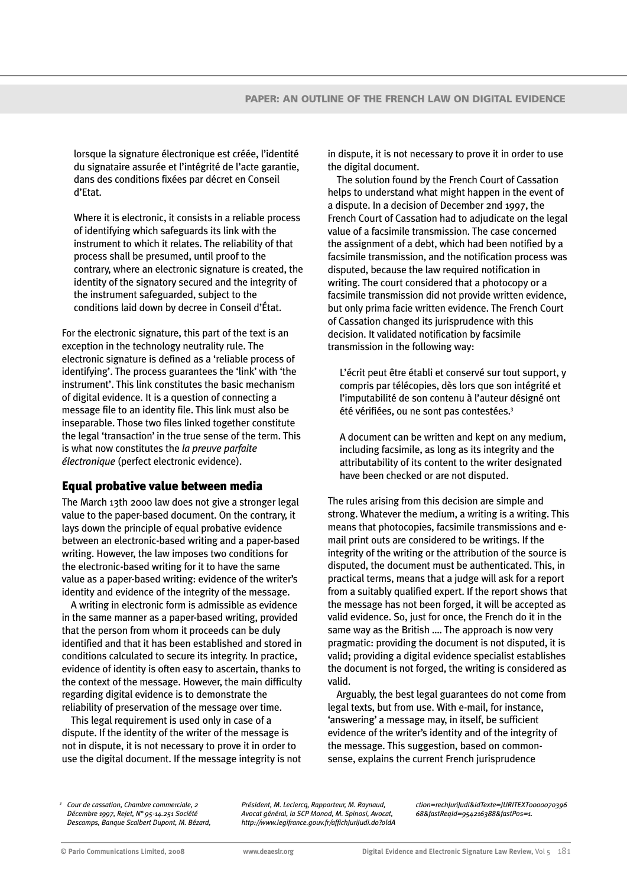lorsque la signature électronique est créée, l'identité du signataire assurée et l'intégrité de l'acte garantie, dans des conditions fixées par décret en Conseil d'Etat.

Where it is electronic, it consists in a reliable process of identifying which safeguards its link with the instrument to which it relates. The reliability of that process shall be presumed, until proof to the contrary, where an electronic signature is created, the identity of the signatory secured and the integrity of the instrument safeguarded, subject to the conditions laid down by decree in Conseil d'État.

For the electronic signature, this part of the text is an exception in the technology neutrality rule. The electronic signature is defined as a 'reliable process of identifying'. The process guarantees the 'link' with 'the instrument'. This link constitutes the basic mechanism of digital evidence. It is a question of connecting a message file to an identity file. This link must also be inseparable. Those two files linked together constitute the legal 'transaction' in the true sense of the term. This is what now constitutes the *la preuve parfaite électronique* (perfect electronic evidence).

## Equal probative value between media

The March 13th 2000 law does not give a stronger legal value to the paper-based document. On the contrary, it lays down the principle of equal probative evidence between an electronic-based writing and a paper-based writing. However, the law imposes two conditions for the electronic-based writing for it to have the same value as a paper-based writing: evidence of the writer's identity and evidence of the integrity of the message.

A writing in electronic form is admissible as evidence in the same manner as a paper-based writing, provided that the person from whom it proceeds can be duly identified and that it has been established and stored in conditions calculated to secure its integrity. In practice, evidence of identity is often easy to ascertain, thanks to the context of the message. However, the main difficulty regarding digital evidence is to demonstrate the reliability of preservation of the message over time.

This legal requirement is used only in case of a dispute. If the identity of the writer of the message is not in dispute, it is not necessary to prove it in order to use the digital document. If the message integrity is not in dispute, it is not necessary to prove it in order to use the digital document.

The solution found by the French Court of Cassation helps to understand what might happen in the event of a dispute. In a decision of December 2nd 1997, the French Court of Cassation had to adjudicate on the legal value of a facsimile transmission. The case concerned the assignment of a debt, which had been notified by a facsimile transmission, and the notification process was disputed, because the law required notification in writing. The court considered that a photocopy or a facsimile transmission did not provide written evidence, but only prima facie written evidence. The French Court of Cassation changed its jurisprudence with this decision. It validated notification by facsimile transmission in the following way:

L'écrit peut être établi et conservé sur tout support, y compris par télécopies, dès lors que son intégrité et l'imputabilité de son contenu à l'auteur désigné ont été vérifiées, ou ne sont pas contestées.[3]

A document can be written and kept on any medium, including facsimile, as long as its integrity and the attributability of its content to the writer designated have been checked or are not disputed.

The rules arising from this decision are simple and strong. Whatever the medium, a writing is a writing. This means that photocopies, facsimile transmissions and e-mail print outs are considered to be writings. If the integrity of the writing or the attribution of the source is disputed, the document must be authenticated. This, in practical terms, means that a judge will ask for a report from a suitably qualified expert. If the report shows that the message has not been forged, it will be accepted as valid evidence. So, just for once, the French do it in the same way as the British .... The approach is now very pragmatic: providing the document is not disputed, it is valid; providing a digital evidence specialist establishes the document is not forged, the writing is considered as valid.

Arguably, the best legal guarantees do not come from legal texts, but from use. With e-mail, for instance, 'answering' a message may, in itself, be sufficient evidence of the writer's identity and of the integrity of the message. This suggestion, based on common-sense, explains the current French jurisprudence

[3] *Cour de cassation, Chambre commerciale, 2 Décembre 1997, Rejet, N° 95-14.251 Société Descamps, Banque Scalbert Dupont, M. Bézard, Président, M. Leclercq, Rapporteur, M. Raynaud, Avocat général, la SCP Monod, M. Spinosi, Avocat, http://www.legifrance.gouv.fr/affichJuriJudi.do?oldAction=rechJuriJudi&idTexte=JURITEXT000007039668&fastReqId=954216388&fastPos=1.*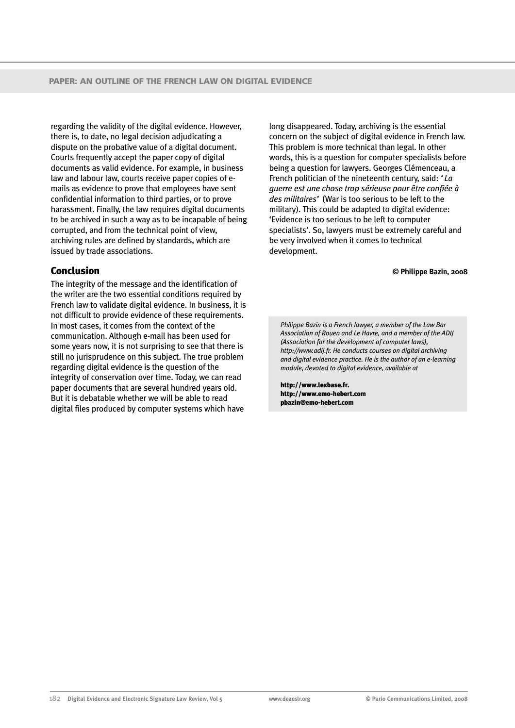regarding the validity of the digital evidence. However, there is, to date, no legal decision adjudicating a dispute on the probative value of a digital document. Courts frequently accept the paper copy of digital documents as valid evidence. For example, in business law and labour law, courts receive paper copies of e-mails as evidence to prove that employees have sent confidential information to third parties, or to prove harassment. Finally, the law requires digital documents to be archived in such a way as to be incapable of being corrupted, and from the technical point of view, archiving rules are defined by standards, which are issued by trade associations.

## Conclusion

The integrity of the message and the identification of the writer are the two essential conditions required by French law to validate digital evidence. In business, it is not difficult to provide evidence of these requirements. In most cases, it comes from the context of the communication. Although e-mail has been used for some years now, it is not surprising to see that there is still no jurisprudence on this subject. The true problem regarding digital evidence is the question of the integrity of conservation over time. Today, we can read paper documents that are several hundred years old. But it is debatable whether we will be able to read digital files produced by computer systems which have long disappeared. Today, archiving is the essential concern on the subject of digital evidence in French law. This problem is more technical than legal. In other words, this is a question for computer specialists before being a question for lawyers. Georges Clémenceau, a French politician of the nineteenth century, said: '*La guerre est une chose trop sérieuse pour être confiée à des militaires*' (War is too serious to be left to the military). This could be adapted to digital evidence: 'Evidence is too serious to be left to computer specialists'. So, lawyers must be extremely careful and be very involved when it comes to technical development.

**© Philippe Bazin, 2008**

*Philippe Bazin is a French lawyer, a member of the Law Bar Association of Rouen and Le Havre, and a member of the ADIJ (Association for the development of computer laws), http://www.adij.fr. He conducts courses on digital archiving and digital evidence practice. He is the author of an e-learning module, devoted to digital evidence, available at*

**http://www.lexbase.fr.**
**http://www.emo-hebert.com**
**pbazin@emo-hebert.com**